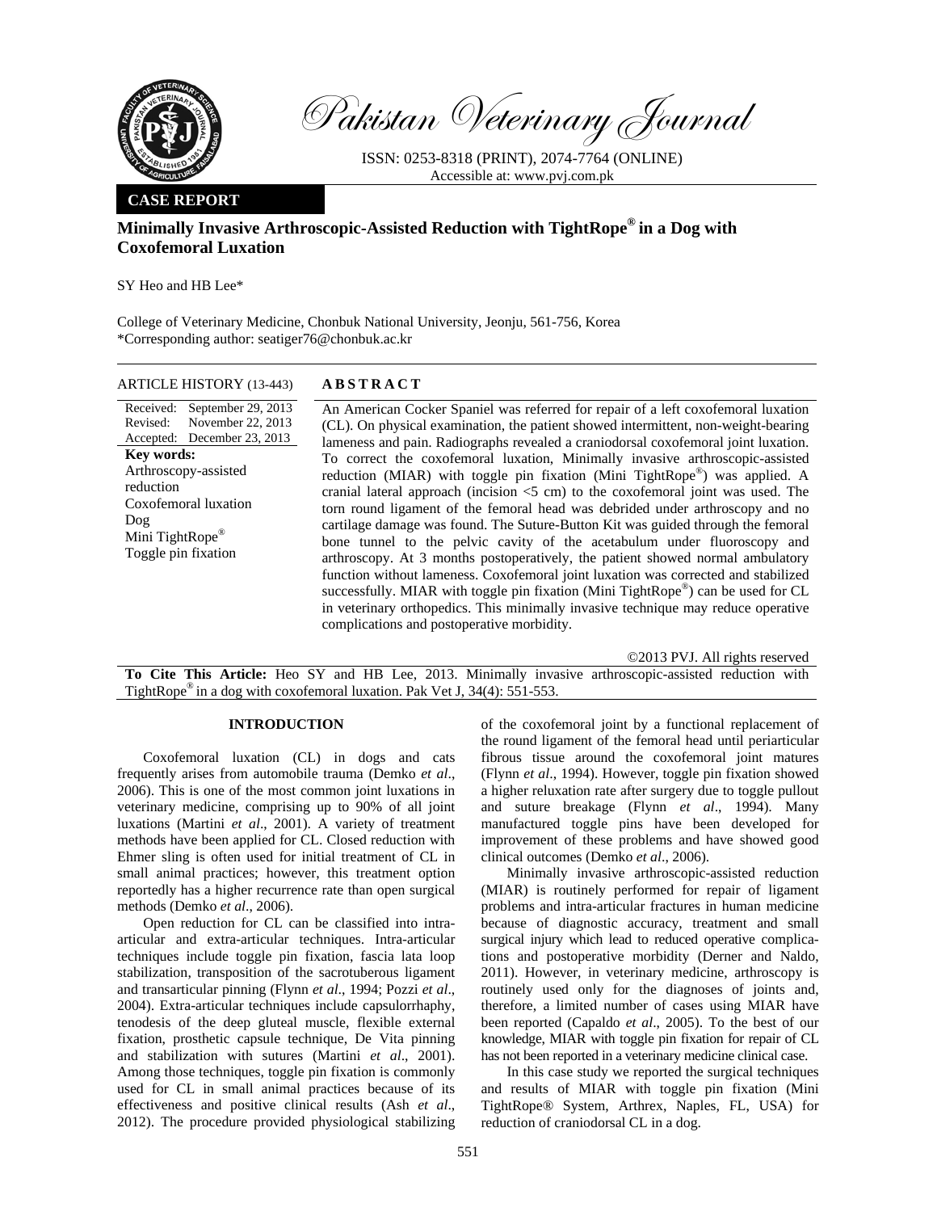Pakistan Veterinary Journal

ISSN: 0253-8318 (PRINT), 2074-7764 (ONLINE)
Accessible at: www.pvj.com.pk

**CASE REPORT**

# Minimally Invasive Arthroscopic-Assisted Reduction with TightRope® in a Dog with Coxofemoral Luxation

SY Heo and HB Lee*

College of Veterinary Medicine, Chonbuk National University, Jeonju, 561-756, Korea
*Corresponding author: seatiger76@chonbuk.ac.kr

**ARTICLE HISTORY** (13-443)

Received: September 29, 2013
Revised: November 22, 2013
Accepted: December 23, 2013

**Key words:**
Arthroscopy-assisted reduction
Coxofemoral luxation
Dog
Mini TightRope®
Toggle pin fixation

## ABSTRACT

An American Cocker Spaniel was referred for repair of a left coxofemoral luxation (CL). On physical examination, the patient showed intermittent, non-weight-bearing lameness and pain. Radiographs revealed a craniodorsal coxofemoral joint luxation. To correct the coxofemoral luxation, Minimally invasive arthroscopic-assisted reduction (MIAR) with toggle pin fixation (Mini TightRope®) was applied. A cranial lateral approach (incision <5 cm) to the coxofemoral joint was used. The torn round ligament of the femoral head was debrided under arthroscopy and no cartilage damage was found. The Suture-Button Kit was guided through the femoral bone tunnel to the pelvic cavity of the acetabulum under fluoroscopy and arthroscopy. At 3 months postoperatively, the patient showed normal ambulatory function without lameness. Coxofemoral joint luxation was corrected and stabilized successfully. MIAR with toggle pin fixation (Mini TightRope®) can be used for CL in veterinary orthopedics. This minimally invasive technique may reduce operative complications and postoperative morbidity.

©2013 PVJ. All rights reserved

**To Cite This Article:** Heo SY and HB Lee, 2013. Minimally invasive arthroscopic-assisted reduction with TightRope® in a dog with coxofemoral luxation. Pak Vet J, 34(4): 551-553.

## INTRODUCTION

Coxofemoral luxation (CL) in dogs and cats frequently arises from automobile trauma (Demko *et al*., 2006). This is one of the most common joint luxations in veterinary medicine, comprising up to 90% of all joint luxations (Martini *et al*., 2001). A variety of treatment methods have been applied for CL. Closed reduction with Ehmer sling is often used for initial treatment of CL in small animal practices; however, this treatment option reportedly has a higher recurrence rate than open surgical methods (Demko *et al*., 2006).

Open reduction for CL can be classified into intra-articular and extra-articular techniques. Intra-articular techniques include toggle pin fixation, fascia lata loop stabilization, transposition of the sacrotuberous ligament and transarticular pinning (Flynn *et al*., 1994; Pozzi *et al*., 2004). Extra-articular techniques include capsulorrhaphy, tenodesis of the deep gluteal muscle, flexible external fixation, prosthetic capsule technique, De Vita pinning and stabilization with sutures (Martini *et al*., 2001). Among those techniques, toggle pin fixation is commonly used for CL in small animal practices because of its effectiveness and positive clinical results (Ash *et al*., 2012). The procedure provided physiological stabilizing of the coxofemoral joint by a functional replacement of the round ligament of the femoral head until periarticular fibrous tissue around the coxofemoral joint matures (Flynn *et al*., 1994). However, toggle pin fixation showed a higher reluxation rate after surgery due to toggle pullout and suture breakage (Flynn *et al*., 1994). Many manufactured toggle pins have been developed for improvement of these problems and have showed good clinical outcomes (Demko *et al*., 2006).

Minimally invasive arthroscopic-assisted reduction (MIAR) is routinely performed for repair of ligament problems and intra-articular fractures in human medicine because of diagnostic accuracy, treatment and small surgical injury which lead to reduced operative complications and postoperative morbidity (Derner and Naldo, 2011). However, in veterinary medicine, arthroscopy is routinely used only for the diagnoses of joints and, therefore, a limited number of cases using MIAR have been reported (Capaldo *et al*., 2005). To the best of our knowledge, MIAR with toggle pin fixation for repair of CL has not been reported in a veterinary medicine clinical case.

In this case study we reported the surgical techniques and results of MIAR with toggle pin fixation (Mini TightRope® System, Arthrex, Naples, FL, USA) for reduction of craniodorsal CL in a dog.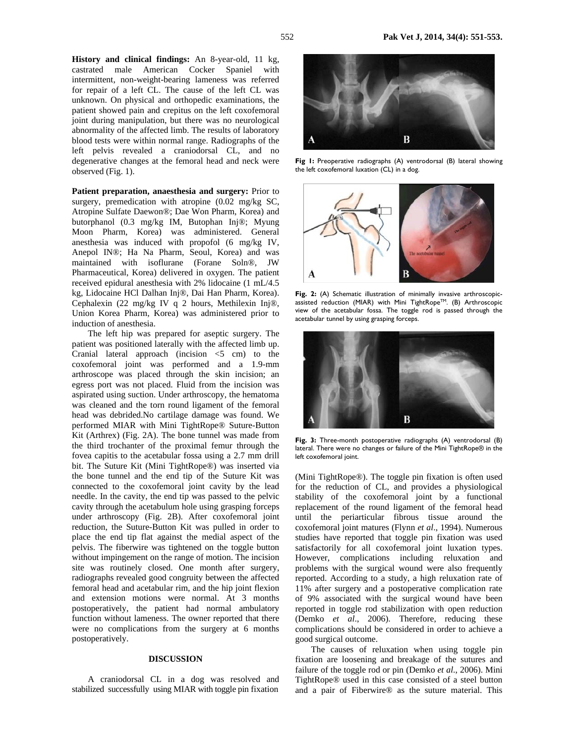**History and clinical findings:** An 8-year-old, 11 kg, castrated male American Cocker Spaniel with intermittent, non-weight-bearing lameness was referred for repair of a left CL. The cause of the left CL was unknown. On physical and orthopedic examinations, the patient showed pain and crepitus on the left coxofemoral joint during manipulation, but there was no neurological abnormality of the affected limb. The results of laboratory blood tests were within normal range. Radiographs of the left pelvis revealed a craniodorsal CL, and no degenerative changes at the femoral head and neck were observed (Fig. 1).

**Patient preparation, anaesthesia and surgery:** Prior to surgery, premedication with atropine (0.02 mg/kg SC, Atropine Sulfate Daewon®; Dae Won Pharm, Korea) and butorphanol (0.3 mg/kg IM, Butophan Inj®; Myung Moon Pharm, Korea) was administered. General anesthesia was induced with propofol (6 mg/kg IV, Anepol IN®; Ha Na Pharm, Seoul, Korea) and was maintained with isoflurane (Forane Soln®, JW Pharmaceutical, Korea) delivered in oxygen. The patient received epidural anesthesia with 2% lidocaine (1 mL/4.5 kg, Lidocaine HCl Dalhan Inj®, Dai Han Pharm, Korea). Cephalexin (22 mg/kg IV q 2 hours, Methilexin Inj®, Union Korea Pharm, Korea) was administered prior to induction of anesthesia.

The left hip was prepared for aseptic surgery. The patient was positioned laterally with the affected limb up. Cranial lateral approach (incision <5 cm) to the coxofemoral joint was performed and a 1.9-mm arthroscope was placed through the skin incision; an egress port was not placed. Fluid from the incision was aspirated using suction. Under arthroscopy, the hematoma was cleaned and the torn round ligament of the femoral head was debrided.No cartilage damage was found. We performed MIAR with Mini TightRope® Suture-Button Kit (Arthrex) (Fig. 2A). The bone tunnel was made from the third trochanter of the proximal femur through the fovea capitis to the acetabular fossa using a 2.7 mm drill bit. The Suture Kit (Mini TightRope®) was inserted via the bone tunnel and the end tip of the Suture Kit was connected to the coxofemoral joint cavity by the lead needle. In the cavity, the end tip was passed to the pelvic cavity through the acetabulum hole using grasping forceps under arthroscopy (Fig. 2B). After coxofemoral joint reduction, the Suture-Button Kit was pulled in order to place the end tip flat against the medial aspect of the pelvis. The fiberwire was tightened on the toggle button without impingement on the range of motion. The incision site was routinely closed. One month after surgery, radiographs revealed good congruity between the affected femoral head and acetabular rim, and the hip joint flexion and extension motions were normal. At 3 months postoperatively, the patient had normal ambulatory function without lameness. The owner reported that there were no complications from the surgery at 6 months postoperatively.

## DISCUSSION

A craniodorsal CL in a dog was resolved and stabilized successfully using MIAR with toggle pin fixation (Mini TightRope®). The toggle pin fixation is often used for the reduction of CL, and provides a physiological stability of the coxofemoral joint by a functional replacement of the round ligament of the femoral head until the periarticular fibrous tissue around the coxofemoral joint matures (Flynn *et al*., 1994). Numerous studies have reported that toggle pin fixation was used satisfactorily for all coxofemoral joint luxation types. However, complications including reluxation and problems with the surgical wound were also frequently reported. According to a study, a high reluxation rate of 11% after surgery and a postoperative complication rate of 9% associated with the surgical wound have been reported in toggle rod stabilization with open reduction (Demko *et al*., 2006). Therefore, reducing these complications should be considered in order to achieve a good surgical outcome.

The causes of reluxation when using toggle pin fixation are loosening and breakage of the sutures and failure of the toggle rod or pin (Demko *et al*., 2006). Mini TightRope® used in this case consisted of a steel button and a pair of Fiberwire® as the suture material. This

**Fig 1:** Preoperative radiographs (A) ventrodorsal (B) lateral showing the left coxofemoral luxation (CL) in a dog.

**Fig. 2:** (A) Schematic illustration of minimally invasive arthroscopic-assisted reduction (MIAR) with Mini TightRope™. (B) Arthroscopic view of the acetabular fossa. The toggle rod is passed through the acetabular tunnel by using grasping forceps.

**Fig. 3:** Three-month postoperative radiographs (A) ventrodorsal (B) lateral. There were no changes or failure of the Mini TightRope® in the left coxofemoral joint.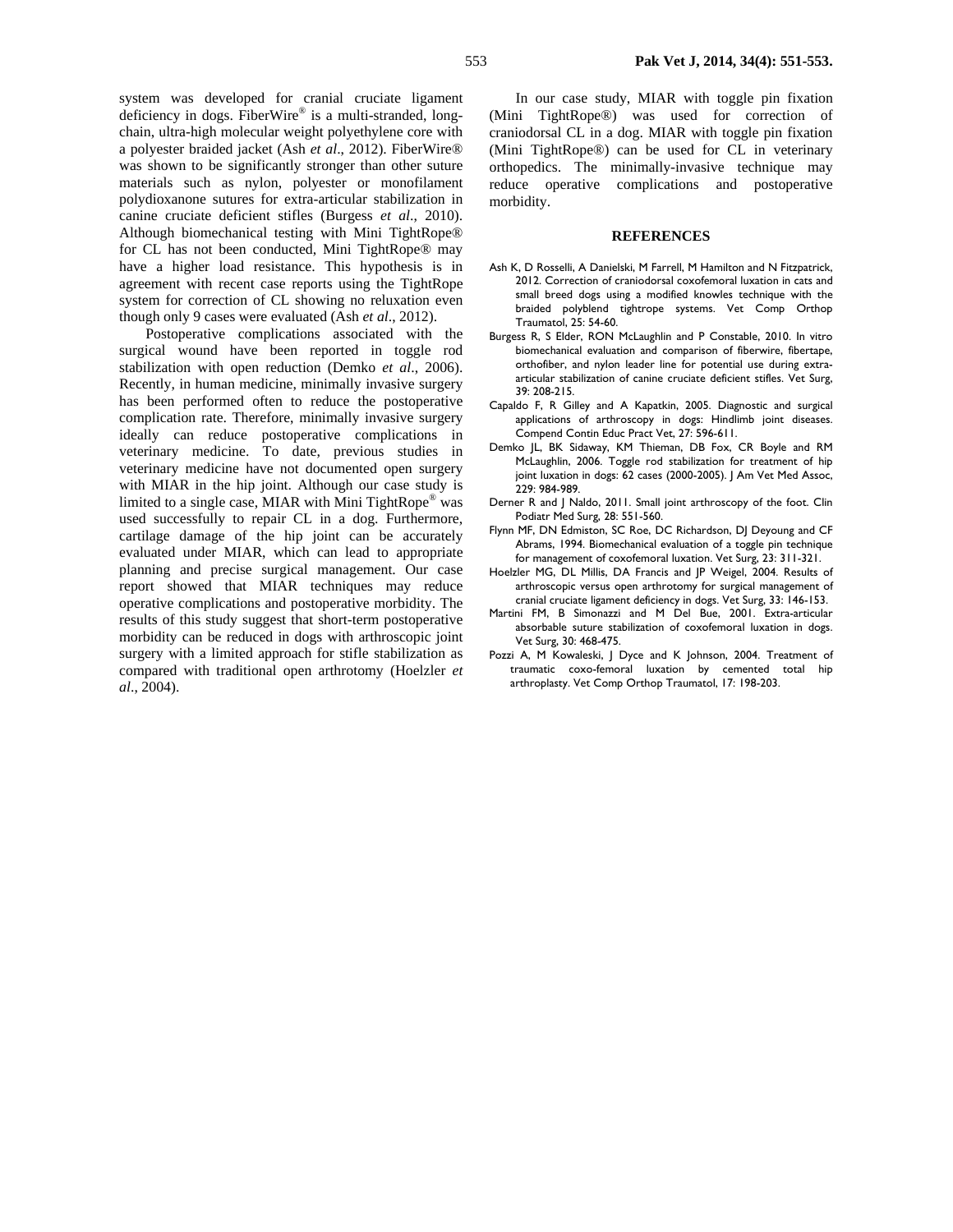system was developed for cranial cruciate ligament deficiency in dogs. FiberWire® is a multi-stranded, long-chain, ultra-high molecular weight polyethylene core with a polyester braided jacket (Ash *et al*., 2012). FiberWire® was shown to be significantly stronger than other suture materials such as nylon, polyester or monofilament polydioxanone sutures for extra-articular stabilization in canine cruciate deficient stifles (Burgess *et al*., 2010). Although biomechanical testing with Mini TightRope® for CL has not been conducted, Mini TightRope® may have a higher load resistance. This hypothesis is in agreement with recent case reports using the TightRope system for correction of CL showing no reluxation even though only 9 cases were evaluated (Ash *et al*., 2012).

Postoperative complications associated with the surgical wound have been reported in toggle rod stabilization with open reduction (Demko *et al*., 2006). Recently, in human medicine, minimally invasive surgery has been performed often to reduce the postoperative complication rate. Therefore, minimally invasive surgery ideally can reduce postoperative complications in veterinary medicine. To date, previous studies in veterinary medicine have not documented open surgery with MIAR in the hip joint. Although our case study is limited to a single case, MIAR with Mini TightRope® was used successfully to repair CL in a dog. Furthermore, cartilage damage of the hip joint can be accurately evaluated under MIAR, which can lead to appropriate planning and precise surgical management. Our case report showed that MIAR techniques may reduce operative complications and postoperative morbidity. The results of this study suggest that short-term postoperative morbidity can be reduced in dogs with arthroscopic joint surgery with a limited approach for stifle stabilization as compared with traditional open arthrotomy (Hoelzler *et al*., 2004).

In our case study, MIAR with toggle pin fixation (Mini TightRope®) was used for correction of craniodorsal CL in a dog. MIAR with toggle pin fixation (Mini TightRope®) can be used for CL in veterinary orthopedics. The minimally-invasive technique may reduce operative complications and postoperative morbidity.

## REFERENCES

Ash K, D Rosselli, A Danielski, M Farrell, M Hamilton and N Fitzpatrick, 2012. Correction of craniodorsal coxofemoral luxation in cats and small breed dogs using a modified knowles technique with the braided polyblend tightrope systems. Vet Comp Orthop Traumatol, 25: 54-60.

Burgess R, S Elder, RON McLaughlin and P Constable, 2010. In vitro biomechanical evaluation and comparison of fiberwire, fibertape, orthofiber, and nylon leader line for potential use during extra-articular stabilization of canine cruciate deficient stifles. Vet Surg, 39: 208-215.

Capaldo F, R Gilley and A Kapatkin, 2005. Diagnostic and surgical applications of arthroscopy in dogs: Hindlimb joint diseases. Compend Contin Educ Pract Vet, 27: 596-611.

Demko JL, BK Sidaway, KM Thieman, DB Fox, CR Boyle and RM McLaughlin, 2006. Toggle rod stabilization for treatment of hip joint luxation in dogs: 62 cases (2000-2005). J Am Vet Med Assoc, 229: 984-989.

Derner R and J Naldo, 2011. Small joint arthroscopy of the foot. Clin Podiatr Med Surg, 28: 551-560.

Flynn MF, DN Edmiston, SC Roe, DC Richardson, DJ Deyoung and CF Abrams, 1994. Biomechanical evaluation of a toggle pin technique for management of coxofemoral luxation. Vet Surg, 23: 311-321.

Hoelzler MG, DL Millis, DA Francis and JP Weigel, 2004. Results of arthroscopic versus open arthrotomy for surgical management of cranial cruciate ligament deficiency in dogs. Vet Surg, 33: 146-153.

Martini FM, B Simonazzi and M Del Bue, 2001. Extra-articular absorbable suture stabilization of coxofemoral luxation in dogs. Vet Surg, 30: 468-475.

Pozzi A, M Kowaleski, J Dyce and K Johnson, 2004. Treatment of traumatic coxo-femoral luxation by cemented total hip arthroplasty. Vet Comp Orthop Traumatol, 17: 198-203.